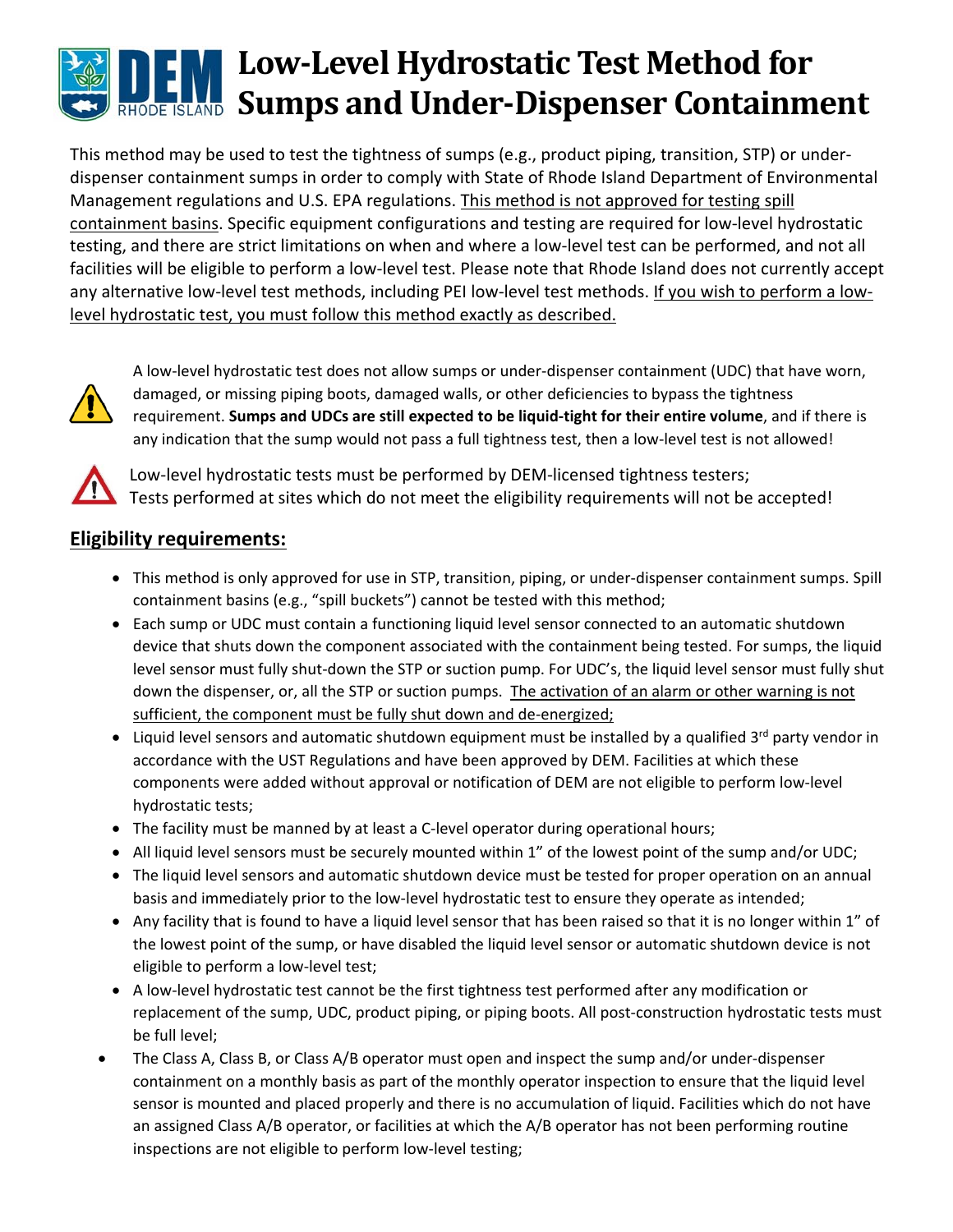# Low-Level Hydrostatic Test Method for Sumps and Under-Dispenser Containment

This method may be used to test the tightness of sumps (e.g., product piping, transition, STP) or under-dispenser containment sumps in order to comply with State of Rhode Island Department of Environmental Management regulations and U.S. EPA regulations. <u>This method is not approved for testing spill containment basins</u>. Specific equipment configurations and testing are required for low-level hydrostatic testing, and there are strict limitations on when and where a low-level test can be performed, and not all facilities will be eligible to perform a low-level test. Please note that Rhode Island does not currently accept any alternative low-level test methods, including PEI low-level test methods. <u>If you wish to perform a low-level hydrostatic test, you must follow this method exactly as described.</u>

A low-level hydrostatic test does not allow sumps or under-dispenser containment (UDC) that have worn, damaged, or missing piping boots, damaged walls, or other deficiencies to bypass the tightness requirement. **Sumps and UDCs are still expected to be liquid-tight for their entire volume**, and if there is any indication that the sump would not pass a full tightness test, then a low-level test is not allowed!

Low-level hydrostatic tests must be performed by DEM-licensed tightness testers; Tests performed at sites which do not meet the eligibility requirements will not be accepted!

## Eligibility requirements:

- This method is only approved for use in STP, transition, piping, or under-dispenser containment sumps. Spill containment basins (e.g., "spill buckets") cannot be tested with this method;
- Each sump or UDC must contain a functioning liquid level sensor connected to an automatic shutdown device that shuts down the component associated with the containment being tested. For sumps, the liquid level sensor must fully shut-down the STP or suction pump. For UDC's, the liquid level sensor must fully shut down the dispenser, or, all the STP or suction pumps. <u>The activation of an alarm or other warning is not sufficient, the component must be fully shut down and de-energized;</u>
- Liquid level sensors and automatic shutdown equipment must be installed by a qualified 3rd party vendor in accordance with the UST Regulations and have been approved by DEM. Facilities at which these components were added without approval or notification of DEM are not eligible to perform low-level hydrostatic tests;
- The facility must be manned by at least a C-level operator during operational hours;
- All liquid level sensors must be securely mounted within 1" of the lowest point of the sump and/or UDC;
- The liquid level sensors and automatic shutdown device must be tested for proper operation on an annual basis and immediately prior to the low-level hydrostatic test to ensure they operate as intended;
- Any facility that is found to have a liquid level sensor that has been raised so that it is no longer within 1" of the lowest point of the sump, or have disabled the liquid level sensor or automatic shutdown device is not eligible to perform a low-level test;
- A low-level hydrostatic test cannot be the first tightness test performed after any modification or replacement of the sump, UDC, product piping, or piping boots. All post-construction hydrostatic tests must be full level;
- The Class A, Class B, or Class A/B operator must open and inspect the sump and/or under-dispenser containment on a monthly basis as part of the monthly operator inspection to ensure that the liquid level sensor is mounted and placed properly and there is no accumulation of liquid. Facilities which do not have an assigned Class A/B operator, or facilities at which the A/B operator has not been performing routine inspections are not eligible to perform low-level testing;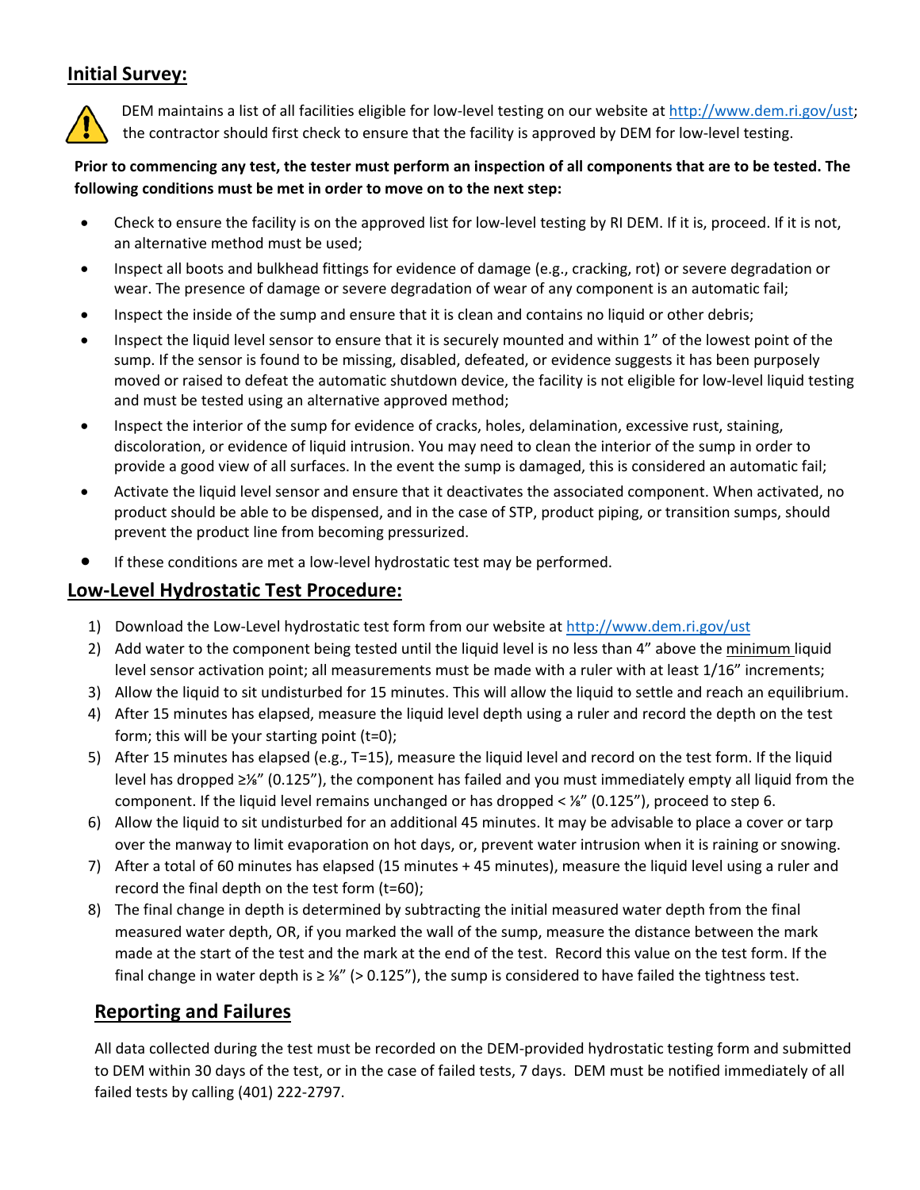## Initial Survey:

⚠ DEM maintains a list of all facilities eligible for low-level testing on our website at http://www.dem.ri.gov/ust; the contractor should first check to ensure that the facility is approved by DEM for low-level testing.

**Prior to commencing any test, the tester must perform an inspection of all components that are to be tested. The following conditions must be met in order to move on to the next step:**

- Check to ensure the facility is on the approved list for low-level testing by RI DEM. If it is, proceed. If it is not, an alternative method must be used;
- Inspect all boots and bulkhead fittings for evidence of damage (e.g., cracking, rot) or severe degradation or wear. The presence of damage or severe degradation of wear of any component is an automatic fail;
- Inspect the inside of the sump and ensure that it is clean and contains no liquid or other debris;
- Inspect the liquid level sensor to ensure that it is securely mounted and within 1" of the lowest point of the sump. If the sensor is found to be missing, disabled, defeated, or evidence suggests it has been purposely moved or raised to defeat the automatic shutdown device, the facility is not eligible for low-level liquid testing and must be tested using an alternative approved method;
- Inspect the interior of the sump for evidence of cracks, holes, delamination, excessive rust, staining, discoloration, or evidence of liquid intrusion. You may need to clean the interior of the sump in order to provide a good view of all surfaces. In the event the sump is damaged, this is considered an automatic fail;
- Activate the liquid level sensor and ensure that it deactivates the associated component. When activated, no product should be able to be dispensed, and in the case of STP, product piping, or transition sumps, should prevent the product line from becoming pressurized.
- If these conditions are met a low-level hydrostatic test may be performed.

## Low-Level Hydrostatic Test Procedure:

1) Download the Low-Level hydrostatic test form from our website at http://www.dem.ri.gov/ust
2) Add water to the component being tested until the liquid level is no less than 4" above the minimum liquid level sensor activation point; all measurements must be made with a ruler with at least 1/16" increments;
3) Allow the liquid to sit undisturbed for 15 minutes. This will allow the liquid to settle and reach an equilibrium.
4) After 15 minutes has elapsed, measure the liquid level depth using a ruler and record the depth on the test form; this will be your starting point (t=0);
5) After 15 minutes has elapsed (e.g., T=15), measure the liquid level and record on the test form. If the liquid level has dropped ≥⅛" (0.125"), the component has failed and you must immediately empty all liquid from the component. If the liquid level remains unchanged or has dropped < ⅛" (0.125"), proceed to step 6.
6) Allow the liquid to sit undisturbed for an additional 45 minutes. It may be advisable to place a cover or tarp over the manway to limit evaporation on hot days, or, prevent water intrusion when it is raining or snowing.
7) After a total of 60 minutes has elapsed (15 minutes + 45 minutes), measure the liquid level using a ruler and record the final depth on the test form (t=60);
8) The final change in depth is determined by subtracting the initial measured water depth from the final measured water depth, OR, if you marked the wall of the sump, measure the distance between the mark made at the start of the test and the mark at the end of the test. Record this value on the test form. If the final change in water depth is ≥ ⅛" (> 0.125"), the sump is considered to have failed the tightness test.

## Reporting and Failures

All data collected during the test must be recorded on the DEM-provided hydrostatic testing form and submitted to DEM within 30 days of the test, or in the case of failed tests, 7 days. DEM must be notified immediately of all failed tests by calling (401) 222-2797.